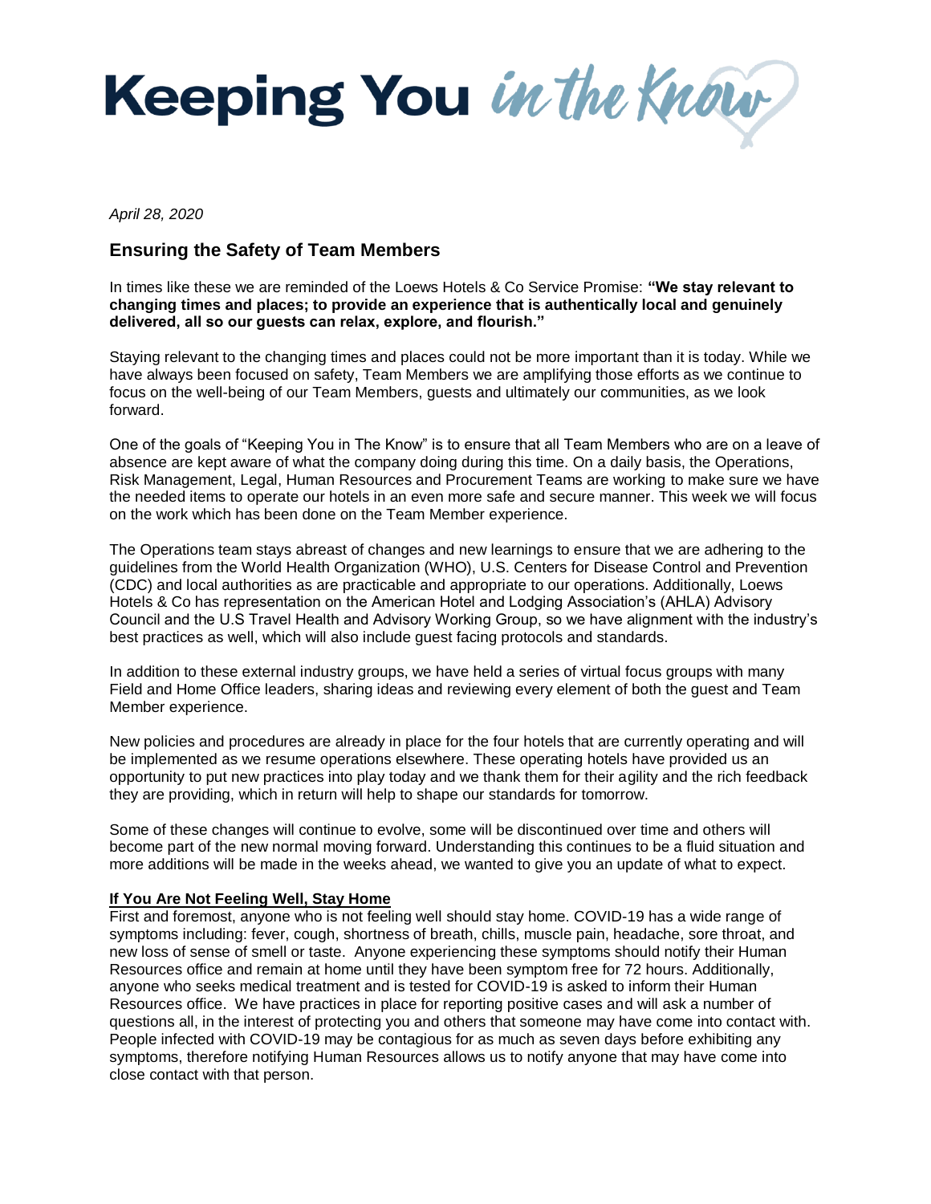# Keeping You *in the Know*

*April 28, 2020*

## Ensuring the Safety of Team Members

In times like these we are reminded of the Loews Hotels & Co Service Promise: **"We stay relevant to changing times and places; to provide an experience that is authentically local and genuinely delivered, all so our guests can relax, explore, and flourish."**

Staying relevant to the changing times and places could not be more important than it is today. While we have always been focused on safety, Team Members we are amplifying those efforts as we continue to focus on the well-being of our Team Members, guests and ultimately our communities, as we look forward.

One of the goals of "Keeping You in The Know" is to ensure that all Team Members who are on a leave of absence are kept aware of what the company doing during this time. On a daily basis, the Operations, Risk Management, Legal, Human Resources and Procurement Teams are working to make sure we have the needed items to operate our hotels in an even more safe and secure manner. This week we will focus on the work which has been done on the Team Member experience.

The Operations team stays abreast of changes and new learnings to ensure that we are adhering to the guidelines from the World Health Organization (WHO), U.S. Centers for Disease Control and Prevention (CDC) and local authorities as are practicable and appropriate to our operations. Additionally, Loews Hotels & Co has representation on the American Hotel and Lodging Association's (AHLA) Advisory Council and the U.S Travel Health and Advisory Working Group, so we have alignment with the industry's best practices as well, which will also include guest facing protocols and standards.

In addition to these external industry groups, we have held a series of virtual focus groups with many Field and Home Office leaders, sharing ideas and reviewing every element of both the guest and Team Member experience.

New policies and procedures are already in place for the four hotels that are currently operating and will be implemented as we resume operations elsewhere. These operating hotels have provided us an opportunity to put new practices into play today and we thank them for their agility and the rich feedback they are providing, which in return will help to shape our standards for tomorrow.

Some of these changes will continue to evolve, some will be discontinued over time and others will become part of the new normal moving forward. Understanding this continues to be a fluid situation and more additions will be made in the weeks ahead, we wanted to give you an update of what to expect.

**If You Are Not Feeling Well, Stay Home**

First and foremost, anyone who is not feeling well should stay home. COVID-19 has a wide range of symptoms including: fever, cough, shortness of breath, chills, muscle pain, headache, sore throat, and new loss of sense of smell or taste. Anyone experiencing these symptoms should notify their Human Resources office and remain at home until they have been symptom free for 72 hours. Additionally, anyone who seeks medical treatment and is tested for COVID-19 is asked to inform their Human Resources office. We have practices in place for reporting positive cases and will ask a number of questions all, in the interest of protecting you and others that someone may have come into contact with. People infected with COVID-19 may be contagious for as much as seven days before exhibiting any symptoms, therefore notifying Human Resources allows us to notify anyone that may have come into close contact with that person.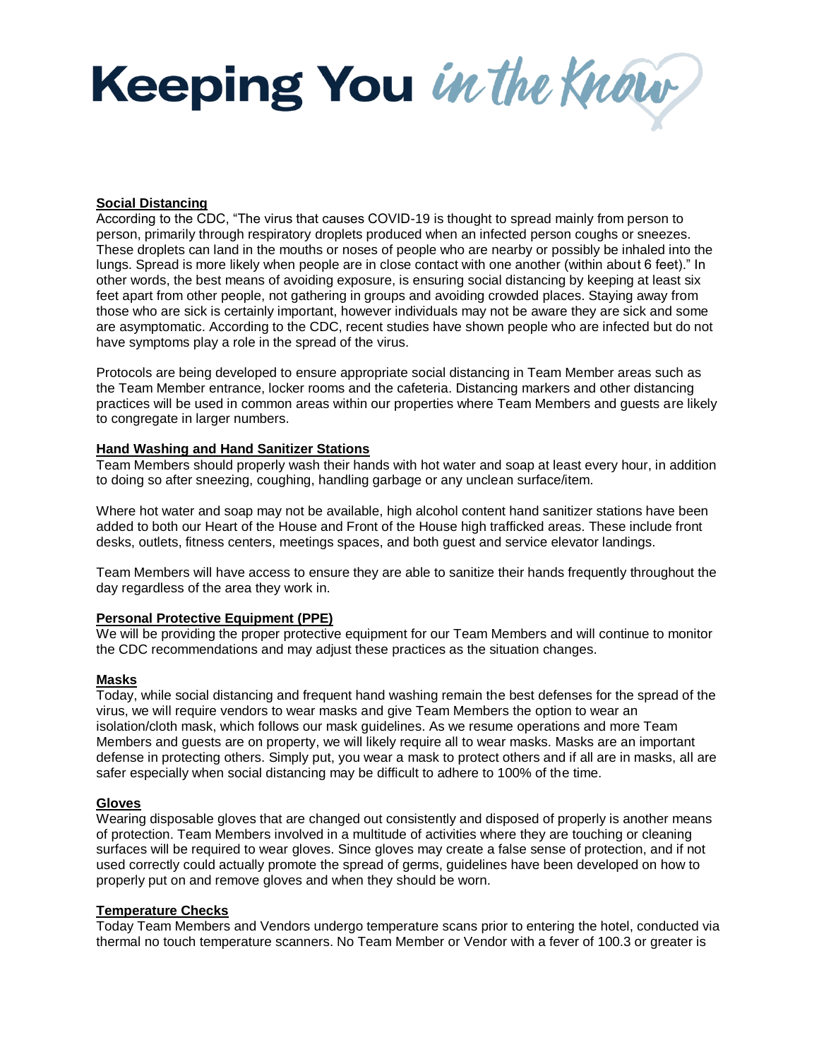## Social Distancing

According to the CDC, "The virus that causes COVID-19 is thought to spread mainly from person to person, primarily through respiratory droplets produced when an infected person coughs or sneezes. These droplets can land in the mouths or noses of people who are nearby or possibly be inhaled into the lungs. Spread is more likely when people are in close contact with one another (within about 6 feet)." In other words, the best means of avoiding exposure, is ensuring social distancing by keeping at least six feet apart from other people, not gathering in groups and avoiding crowded places. Staying away from those who are sick is certainly important, however individuals may not be aware they are sick and some are asymptomatic. According to the CDC, recent studies have shown people who are infected but do not have symptoms play a role in the spread of the virus.

Protocols are being developed to ensure appropriate social distancing in Team Member areas such as the Team Member entrance, locker rooms and the cafeteria. Distancing markers and other distancing practices will be used in common areas within our properties where Team Members and guests are likely to congregate in larger numbers.

## Hand Washing and Hand Sanitizer Stations

Team Members should properly wash their hands with hot water and soap at least every hour, in addition to doing so after sneezing, coughing, handling garbage or any unclean surface/item.

Where hot water and soap may not be available, high alcohol content hand sanitizer stations have been added to both our Heart of the House and Front of the House high trafficked areas. These include front desks, outlets, fitness centers, meetings spaces, and both guest and service elevator landings.

Team Members will have access to ensure they are able to sanitize their hands frequently throughout the day regardless of the area they work in.

## Personal Protective Equipment (PPE)

We will be providing the proper protective equipment for our Team Members and will continue to monitor the CDC recommendations and may adjust these practices as the situation changes.

## Masks

Today, while social distancing and frequent hand washing remain the best defenses for the spread of the virus, we will require vendors to wear masks and give Team Members the option to wear an isolation/cloth mask, which follows our mask guidelines. As we resume operations and more Team Members and guests are on property, we will likely require all to wear masks. Masks are an important defense in protecting others. Simply put, you wear a mask to protect others and if all are in masks, all are safer especially when social distancing may be difficult to adhere to 100% of the time.

## Gloves

Wearing disposable gloves that are changed out consistently and disposed of properly is another means of protection. Team Members involved in a multitude of activities where they are touching or cleaning surfaces will be required to wear gloves. Since gloves may create a false sense of protection, and if not used correctly could actually promote the spread of germs, guidelines have been developed on how to properly put on and remove gloves and when they should be worn.

## Temperature Checks

Today Team Members and Vendors undergo temperature scans prior to entering the hotel, conducted via thermal no touch temperature scanners. No Team Member or Vendor with a fever of 100.3 or greater is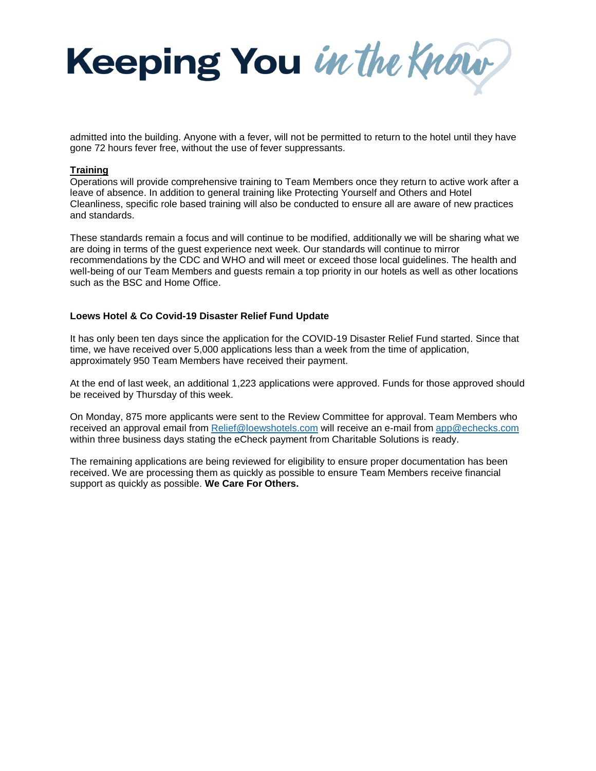admitted into the building. Anyone with a fever, will not be permitted to return to the hotel until they have gone 72 hours fever free, without the use of fever suppressants.

**Training**

Operations will provide comprehensive training to Team Members once they return to active work after a leave of absence. In addition to general training like Protecting Yourself and Others and Hotel Cleanliness, specific role based training will also be conducted to ensure all are aware of new practices and standards.

These standards remain a focus and will continue to be modified, additionally we will be sharing what we are doing in terms of the guest experience next week. Our standards will continue to mirror recommendations by the CDC and WHO and will meet or exceed those local guidelines. The health and well-being of our Team Members and guests remain a top priority in our hotels as well as other locations such as the BSC and Home Office.

**Loews Hotel & Co Covid-19 Disaster Relief Fund Update**

It has only been ten days since the application for the COVID-19 Disaster Relief Fund started. Since that time, we have received over 5,000 applications less than a week from the time of application, approximately 950 Team Members have received their payment.

At the end of last week, an additional 1,223 applications were approved. Funds for those approved should be received by Thursday of this week.

On Monday, 875 more applicants were sent to the Review Committee for approval. Team Members who received an approval email from Relief@loewshotels.com will receive an e-mail from app@echecks.com within three business days stating the eCheck payment from Charitable Solutions is ready.

The remaining applications are being reviewed for eligibility to ensure proper documentation has been received. We are processing them as quickly as possible to ensure Team Members receive financial support as quickly as possible. **We Care For Others.**